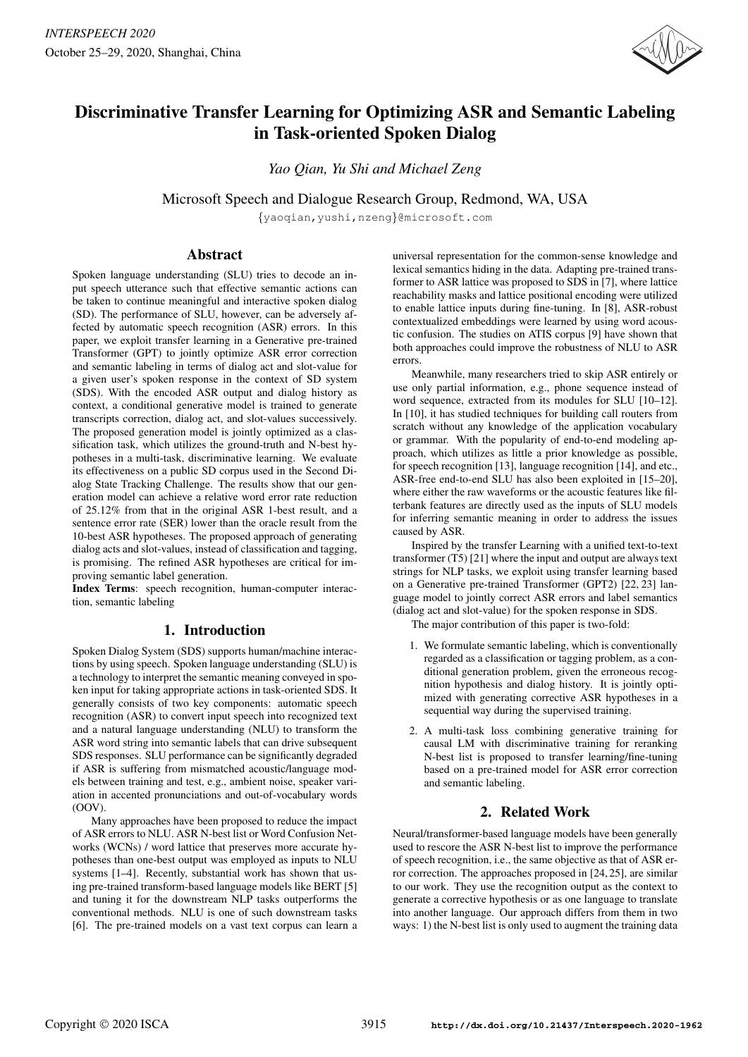# Discriminative Transfer Learning for Optimizing ASR and Semantic Labeling in Task-oriented Spoken Dialog

*Yao Qian, Yu Shi and Michael Zeng*

Microsoft Speech and Dialogue Research Group, Redmond, WA, USA

{yaoqian,yushi,nzeng}@microsoft.com

## Abstract

Spoken language understanding (SLU) tries to decode an input speech utterance such that effective semantic actions can be taken to continue meaningful and interactive spoken dialog (SD). The performance of SLU, however, can be adversely affected by automatic speech recognition (ASR) errors. In this paper, we exploit transfer learning in a Generative pre-trained Transformer (GPT) to jointly optimize ASR error correction and semantic labeling in terms of dialog act and slot-value for a given user's spoken response in the context of SD system (SDS). With the encoded ASR output and dialog history as context, a conditional generative model is trained to generate transcripts correction, dialog act, and slot-values successively. The proposed generation model is jointly optimized as a classification task, which utilizes the ground-truth and N-best hypotheses in a multi-task, discriminative learning. We evaluate its effectiveness on a public SD corpus used in the Second Dialog State Tracking Challenge. The results show that our generation model can achieve a relative word error rate reduction of 25.12% from that in the original ASR 1-best result, and a sentence error rate (SER) lower than the oracle result from the 10-best ASR hypotheses. The proposed approach of generating dialog acts and slot-values, instead of classification and tagging, is promising. The refined ASR hypotheses are critical for improving semantic label generation.

**Index Terms**: speech recognition, human-computer interaction, semantic labeling

## 1. Introduction

Spoken Dialog System (SDS) supports human/machine interactions by using speech. Spoken language understanding (SLU) is a technology to interpret the semantic meaning conveyed in spoken input for taking appropriate actions in task-oriented SDS. It generally consists of two key components: automatic speech recognition (ASR) to convert input speech into recognized text and a natural language understanding (NLU) to transform the ASR word string into semantic labels that can drive subsequent SDS responses. SLU performance can be significantly degraded if ASR is suffering from mismatched acoustic/language models between training and test, e.g., ambient noise, speaker variation in accented pronunciations and out-of-vocabulary words (OOV).

Many approaches have been proposed to reduce the impact of ASR errors to NLU. ASR N-best list or Word Confusion Networks (WCNs) / word lattice that preserves more accurate hypotheses than one-best output was employed as inputs to NLU systems [1–4]. Recently, substantial work has shown that using pre-trained transform-based language models like BERT [5] and tuning it for the downstream NLP tasks outperforms the conventional methods. NLU is one of such downstream tasks [6]. The pre-trained models on a vast text corpus can learn a universal representation for the common-sense knowledge and lexical semantics hiding in the data. Adapting pre-trained transformer to ASR lattice was proposed to SDS in [7], where lattice reachability masks and lattice positional encoding were utilized to enable lattice inputs during fine-tuning. In [8], ASR-robust contextualized embeddings were learned by using word acoustic confusion. The studies on ATIS corpus [9] have shown that both approaches could improve the robustness of NLU to ASR errors.

Meanwhile, many researchers tried to skip ASR entirely or use only partial information, e.g., phone sequence instead of word sequence, extracted from its modules for SLU [10–12]. In [10], it has studied techniques for building call routers from scratch without any knowledge of the application vocabulary or grammar. With the popularity of end-to-end modeling approach, which utilizes as little a prior knowledge as possible, for speech recognition [13], language recognition [14], and etc., ASR-free end-to-end SLU has also been exploited in [15–20], where either the raw waveforms or the acoustic features like filterbank features are directly used as the inputs of SLU models for inferring semantic meaning in order to address the issues caused by ASR.

Inspired by the transfer Learning with a unified text-to-text transformer (T5) [21] where the input and output are always text strings for NLP tasks, we exploit using transfer learning based on a Generative pre-trained Transformer (GPT2) [22, 23] language model to jointly correct ASR errors and label semantics (dialog act and slot-value) for the spoken response in SDS.

The major contribution of this paper is two-fold:

1. We formulate semantic labeling, which is conventionally regarded as a classification or tagging problem, as a conditional generation problem, given the erroneous recognition hypothesis and dialog history. It is jointly optimized with generating corrective ASR hypotheses in a sequential way during the supervised training.
2. A multi-task loss combining generative training for causal LM with discriminative training for reranking N-best list is proposed to transfer learning/fine-tuning based on a pre-trained model for ASR error correction and semantic labeling.

## 2. Related Work

Neural/transformer-based language models have been generally used to rescore the ASR N-best list to improve the performance of speech recognition, i.e., the same objective as that of ASR error correction. The approaches proposed in [24, 25], are similar to our work. They use the recognition output as the context to generate a corrective hypothesis or as one language to translate into another language. Our approach differs from them in two ways: 1) the N-best list is only used to augment the training data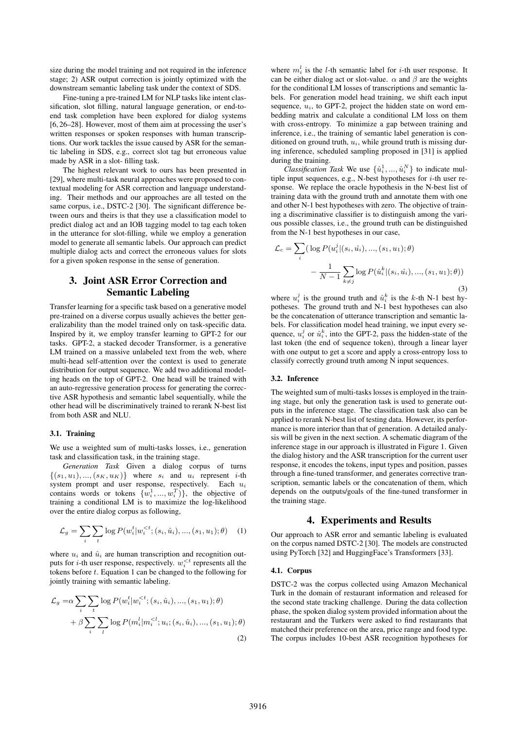size during the model training and not required in the inference stage; 2) ASR output correction is jointly optimized with the downstream semantic labeling task under the context of SDS.

Fine-tuning a pre-trained LM for NLP tasks like intent classification, slot filling, natural language generation, or end-to-end task completion have been explored for dialog systems [6, 26–28]. However, most of them aim at processing the user's written responses or spoken responses with human transcriptions. Our work tackles the issue caused by ASR for the semantic labeling in SDS, e.g., correct slot tag but erroneous value made by ASR in a slot- filling task.

The highest relevant work to ours has been presented in [29], where multi-task neural approaches were proposed to contextual modeling for ASR correction and language understanding. Their methods and our approaches are all tested on the same corpus, i.e., DSTC-2 [30]. The significant difference between ours and theirs is that they use a classification model to predict dialog act and an IOB tagging model to tag each token in the utterance for slot-filling, while we employ a generation model to generate all semantic labels. Our approach can predict multiple dialog acts and correct the erroneous values for slots for a given spoken response in the sense of generation.

## 3. Joint ASR Error Correction and Semantic Labeling

Transfer learning for a specific task based on a generative model pre-trained on a diverse corpus usually achieves the better generalizability than the model trained only on task-specific data. Inspired by it, we employ transfer learning to GPT-2 for our tasks. GPT-2, a stacked decoder Transformer, is a generative LM trained on a massive unlabeled text from the web, where multi-head self-attention over the context is used to generate distribution for output sequence. We add two additional modeling heads on the top of GPT-2. One head will be trained with an auto-regressive generation process for generating the corrective ASR hypothesis and semantic label sequentially, while the other head will be discriminatively trained to rerank N-best list from both ASR and NLU.

### 3.1. Training

We use a weighted sum of multi-tasks losses, i.e., generation task and classification task, in the training stage.

*Generation Task* Given a dialog corpus of turns $\{(s_1, u_1), ..., (s_K, u_K)\}$ where $s_i$ and $u_i$ represent $i$-th system prompt and user response, respectively. Each $u_i$ contains words or tokens $\{w_i^1, ..., w_i^T\}$, the objective of training a conditional LM is to maximize the log-likelihood over the entire dialog corpus as following,

$$\mathcal{L}_g = \sum_i \sum_t \log P(w_i^t | w_i^{<t}; (s_i, \hat{u}_i), ..., (s_1, u_1); \theta) \quad (1)$$

where $u_i$ and $\hat{u}_i$ are human transcription and recognition outputs for $i$-th user response, respectively. $w_i^{<t}$ represents all the tokens before $t$. Equation 1 can be changed to the following for jointly training with semantic labeling.

$$\begin{aligned}\mathcal{L}_g =& \alpha \sum_i \sum_t \log P(w_i^t | w_i^{<t}; (s_i, \hat{u}_i), ..., (s_1, u_1); \theta) \\ &+ \beta \sum_i \sum_l \log P(m_i^l | m_i^{<l}; u_i; (s_i, \hat{u}_i), ..., (s_1, u_1); \theta)\end{aligned} \quad (2)$$

where $m_i^l$ is the $l$-th semantic label for $i$-th user response. It can be either dialog act or slot-value. $\alpha$ and $\beta$ are the weights for the conditional LM losses of transcriptions and semantic labels. For generation model head training, we shift each input sequence, $u_i$, to GPT-2, project the hidden state on word embedding matrix and calculate a conditional LM loss on them with cross-entropy. To minimize a gap between training and inference, i.e., the training of semantic label generation is conditioned on ground truth, $u_i$, while ground truth is missing during inference, scheduled sampling proposed in [31] is applied during the training.

*Classification Task* We use $\{\hat{u}_i^1, ..., \hat{u}_i^N\}$ to indicate multiple input sequences, e.g., N-best hypotheses for $i$-th user response. We replace the oracle hypothesis in the N-best list of training data with the ground truth and annotate them with one and other N-1 best hypotheses with zero. The objective of training a discriminative classifier is to distinguish among the various possible classes, i.e., the ground truth can be distinguished from the N-1 best hypotheses in our case,

$$\begin{aligned}\mathcal{L}_c = \sum_i (& \log P(u_i^j | (s_i, \hat{u_i}), ..., (s_1, u_1); \theta) \\ & - \frac{1}{N-1} \sum_{k \neq j} \log P(\hat{u}_i^k | (s_i, \hat{u_i}), ..., (s_1, u_1); \theta))\end{aligned} \quad (3)$$

where $u_i^j$ is the ground truth and $\hat{u}_i^k$ is the $k$-th N-1 best hypotheses. The ground truth and N-1 best hypotheses can also be the concatenation of utterance transcription and semantic labels. For classification model head training, we input every sequence, $u_i^j$ or $\hat{u}_i^k$, into the GPT-2, pass the hidden-state of the last token (the end of sequence token), through a linear layer with one output to get a score and apply a cross-entropy loss to classify correctly ground truth among N input sequences.

### 3.2. Inference

The weighted sum of multi-tasks losses is employed in the training stage, but only the generation task is used to generate outputs in the inference stage. The classification task also can be applied to rerank N-best list of testing data. However, its performance is more interior than that of generation. A detailed analysis will be given in the next section. A schematic diagram of the inference stage in our approach is illustrated in Figure 1. Given the dialog history and the ASR transcription for the current user response, it encodes the tokens, input types and position, passes through a fine-tuned transformer, and generates corrective transcription, semantic labels or the concatenation of them, which depends on the outputs/goals of the fine-tuned transformer in the training stage.

## 4. Experiments and Results

Our approach to ASR error and semantic labeling is evaluated on the corpus named DSTC-2 [30]. The models are constructed using PyTorch [32] and HuggingFace's Transformers [33].

### 4.1. Corpus

DSTC-2 was the corpus collected using Amazon Mechanical Turk in the domain of restaurant information and released for the second state tracking challenge. During the data collection phase, the spoken dialog system provided information about the restaurant and the Turkers were asked to find restaurants that matched their preference on the area, price range and food type. The corpus includes 10-best ASR recognition hypotheses for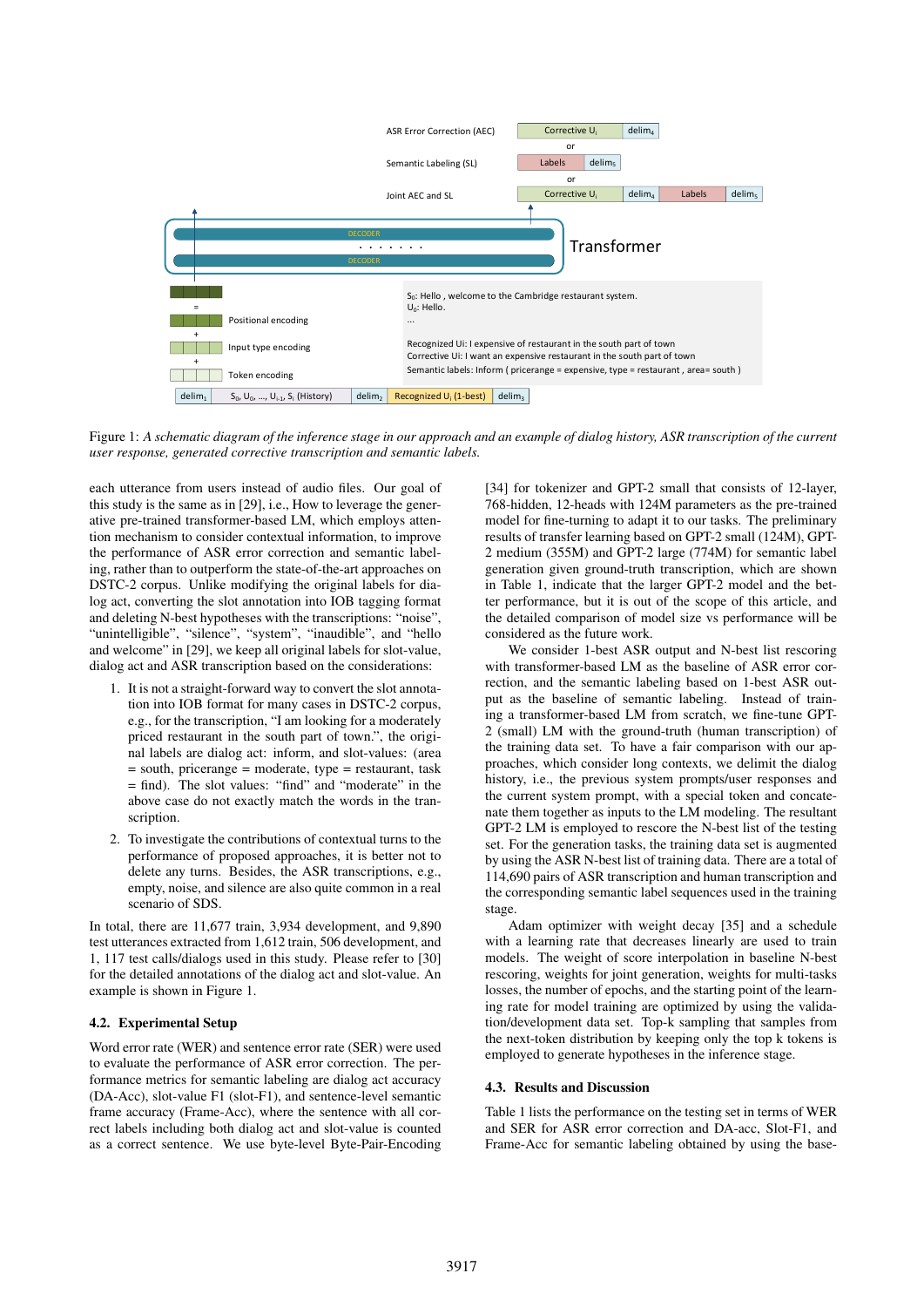Figure 1: *A schematic diagram of the inference stage in our approach and an example of dialog history, ASR transcription of the current user response, generated corrective transcription and semantic labels.*

each utterance from users instead of audio files. Our goal of this study is the same as in [29], i.e., How to leverage the generative pre-trained transformer-based LM, which employs attention mechanism to consider contextual information, to improve the performance of ASR error correction and semantic labeling, rather than to outperform the state-of-the-art approaches on DSTC-2 corpus. Unlike modifying the original labels for dialog act, converting the slot annotation into IOB tagging format and deleting N-best hypotheses with the transcriptions: "noise", "unintelligible", "silence", "system", "inaudible", and "hello and welcome" in [29], we keep all original labels for slot-value, dialog act and ASR transcription based on the considerations:

1. It is not a straight-forward way to convert the slot annotation into IOB format for many cases in DSTC-2 corpus, e.g., for the transcription, "I am looking for a moderately priced restaurant in the south part of town.", the original labels are dialog act: inform, and slot-values: (area = south, pricerange = moderate, type = restaurant, task = find). The slot values: "find" and "moderate" in the above case do not exactly match the words in the transcription.
2. To investigate the contributions of contextual turns to the performance of proposed approaches, it is better not to delete any turns. Besides, the ASR transcriptions, e.g., empty, noise, and silence are also quite common in a real scenario of SDS.

In total, there are 11,677 train, 3,934 development, and 9,890 test utterances extracted from 1,612 train, 506 development, and 1, 117 test calls/dialogs used in this study. Please refer to [30] for the detailed annotations of the dialog act and slot-value. An example is shown in Figure 1.

### 4.2. Experimental Setup

Word error rate (WER) and sentence error rate (SER) were used to evaluate the performance of ASR error correction. The performance metrics for semantic labeling are dialog act accuracy (DA-Acc), slot-value F1 (slot-F1), and sentence-level semantic frame accuracy (Frame-Acc), where the sentence with all correct labels including both dialog act and slot-value is counted as a correct sentence. We use byte-level Byte-Pair-Encoding [34] for tokenizer and GPT-2 small that consists of 12-layer, 768-hidden, 12-heads with 124M parameters as the pre-trained model for fine-turning to adapt it to our tasks. The preliminary results of transfer learning based on GPT-2 small (124M), GPT-2 medium (355M) and GPT-2 large (774M) for semantic label generation given ground-truth transcription, which are shown in Table 1, indicate that the larger GPT-2 model and the better performance, but it is out of the scope of this article, and the detailed comparison of model size vs performance will be considered as the future work.

We consider 1-best ASR output and N-best list rescoring with transformer-based LM as the baseline of ASR error correction, and the semantic labeling based on 1-best ASR output as the baseline of semantic labeling. Instead of training a transformer-based LM from scratch, we fine-tune GPT-2 (small) LM with the ground-truth (human transcription) of the training data set. To have a fair comparison with our approaches, which consider long contexts, we delimit the dialog history, i.e., the previous system prompts/user responses and the current system prompt, with a special token and concatenate them together as inputs to the LM modeling. The resultant GPT-2 LM is employed to rescore the N-best list of the testing set. For the generation tasks, the training data set is augmented by using the ASR N-best list of training data. There are a total of 114,690 pairs of ASR transcription and human transcription and the corresponding semantic label sequences used in the training stage.

Adam optimizer with weight decay [35] and a schedule with a learning rate that decreases linearly are used to train models. The weight of score interpolation in baseline N-best rescoring, weights for joint generation, weights for multi-tasks losses, the number of epochs, and the starting point of the learning rate for model training are optimized by using the validation/development data set. Top-k sampling that samples from the next-token distribution by keeping only the top k tokens is employed to generate hypotheses in the inference stage.

### 4.3. Results and Discussion

Table 1 lists the performance on the testing set in terms of WER and SER for ASR error correction and DA-acc, Slot-F1, and Frame-Acc for semantic labeling obtained by using the base-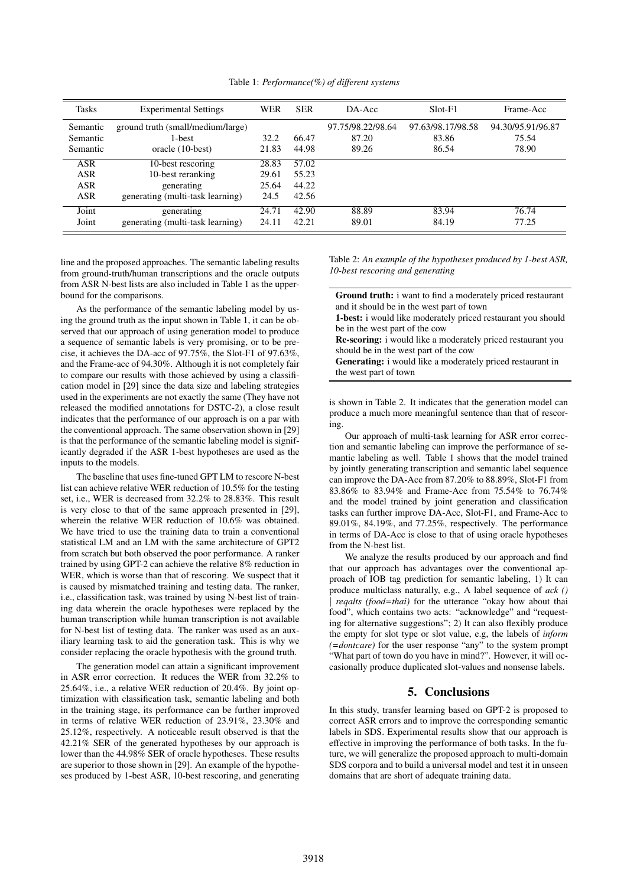Table 1: *Performance(%) of different systems*

| Tasks | Experimental Settings | WER | SER | DA-Acc | Slot-F1 | Frame-Acc |
|---|---|---|---|---|---|---|
| Semantic | ground truth (small/medium/large) | | | 97.75/98.22/98.64 | 97.63/98.17/98.58 | 94.30/95.91/96.87 |
| Semantic | 1-best | 32.2 | 66.47 | 87.20 | 83.86 | 75.54 |
| Semantic | oracle (10-best) | 21.83 | 44.98 | 89.26 | 86.54 | 78.90 |
| ASR | 10-best rescoring | 28.83 | 57.02 | | | |
| ASR | 10-best reranking | 29.61 | 55.23 | | | |
| ASR | generating | 25.64 | 44.22 | | | |
| ASR | generating (multi-task learning) | 24.5 | 42.56 | | | |
| Joint | generating | 24.71 | 42.90 | 88.89 | 83.94 | 76.74 |
| Joint | generating (multi-task learning) | 24.11 | 42.21 | 89.01 | 84.19 | 77.25 |

line and the proposed approaches. The semantic labeling results from ground-truth/human transcriptions and the oracle outputs from ASR N-best lists are also included in Table 1 as the upper-bound for the comparisons.

As the performance of the semantic labeling model by using the ground truth as the input shown in Table 1, it can be observed that our approach of using generation model to produce a sequence of semantic labels is very promising, or to be precise, it achieves the DA-acc of 97.75%, the Slot-F1 of 97.63%, and the Frame-acc of 94.30%. Although it is not completely fair to compare our results with those achieved by using a classification model in [29] since the data size and labeling strategies used in the experiments are not exactly the same (They have not released the modified annotations for DSTC-2), a close result indicates that the performance of our approach is on a par with the conventional approach. The same observation shown in [29] is that the performance of the semantic labeling model is significantly degraded if the ASR 1-best hypotheses are used as the inputs to the models.

The baseline that uses fine-tuned GPT LM to rescore N-best list can achieve relative WER reduction of 10.5% for the testing set, i.e., WER is decreased from 32.2% to 28.83%. This result is very close to that of the same approach presented in [29], wherein the relative WER reduction of 10.6% was obtained. We have tried to use the training data to train a conventional statistical LM and an LM with the same architecture of GPT2 from scratch but both observed the poor performance. A ranker trained by using GPT-2 can achieve the relative 8% reduction in WER, which is worse than that of rescoring. We suspect that it is caused by mismatched training and testing data. The ranker, i.e., classification task, was trained by using N-best list of training data wherein the oracle hypotheses were replaced by the human transcription while human transcription is not available for N-best list of testing data. The ranker was used as an auxiliary learning task to aid the generation task. This is why we consider replacing the oracle hypothesis with the ground truth.

The generation model can attain a significant improvement in ASR error correction. It reduces the WER from 32.2% to 25.64%, i.e., a relative WER reduction of 20.4%. By joint optimization with classification task, semantic labeling and both in the training stage, its performance can be further improved in terms of relative WER reduction of 23.91%, 23.30% and 25.12%, respectively. A noticeable result observed is that the 42.21% SER of the generated hypotheses by our approach is lower than the 44.98% SER of oracle hypotheses. These results are superior to those shown in [29]. An example of the hypotheses produced by 1-best ASR, 10-best rescoring, and generating is shown in Table 2. It indicates that the generation model can produce a much more meaningful sentence than that of rescoring.

Table 2: *An example of the hypotheses produced by 1-best ASR, 10-best rescoring and generating*

**Ground truth:** i want to find a moderately priced restaurant and it should be in the west part of town
**1-best:** i would like moderately priced restaurant you should be in the west part of the cow
**Re-scoring:** i would like a moderately priced restaurant you should be in the west part of the cow
**Generating:** i would like a moderately priced restaurant in the west part of town

Our approach of multi-task learning for ASR error correction and semantic labeling can improve the performance of semantic labeling as well. Table 1 shows that the model trained by jointly generating transcription and semantic label sequence can improve the DA-Acc from 87.20% to 88.89%, Slot-F1 from 83.86% to 83.94% and Frame-Acc from 75.54% to 76.74% and the model trained by joint generation and classification tasks can further improve DA-Acc, Slot-F1, and Frame-Acc to 89.01%, 84.19%, and 77.25%, respectively. The performance in terms of DA-Acc is close to that of using oracle hypotheses from the N-best list.

We analyze the results produced by our approach and find that our approach has advantages over the conventional approach of IOB tag prediction for semantic labeling, 1) It can produce multiclass naturally, e.g., A label sequence of *ack () | reqalts (food=thai)* for the utterance "okay how about thai food", which contains two acts: "acknowledge" and "requesting for alternative suggestions"; 2) It can also flexibly produce the empty for slot type or slot value, e.g, the labels of *inform (=dontcare)* for the user response "any" to the system prompt "What part of town do you have in mind?". However, it will occasionally produce duplicated slot-values and nonsense labels.

## 5. Conclusions

In this study, transfer learning based on GPT-2 is proposed to correct ASR errors and to improve the corresponding semantic labels in SDS. Experimental results show that our approach is effective in improving the performance of both tasks. In the future, we will generalize the proposed approach to multi-domain SDS corpora and to build a universal model and test it in unseen domains that are short of adequate training data.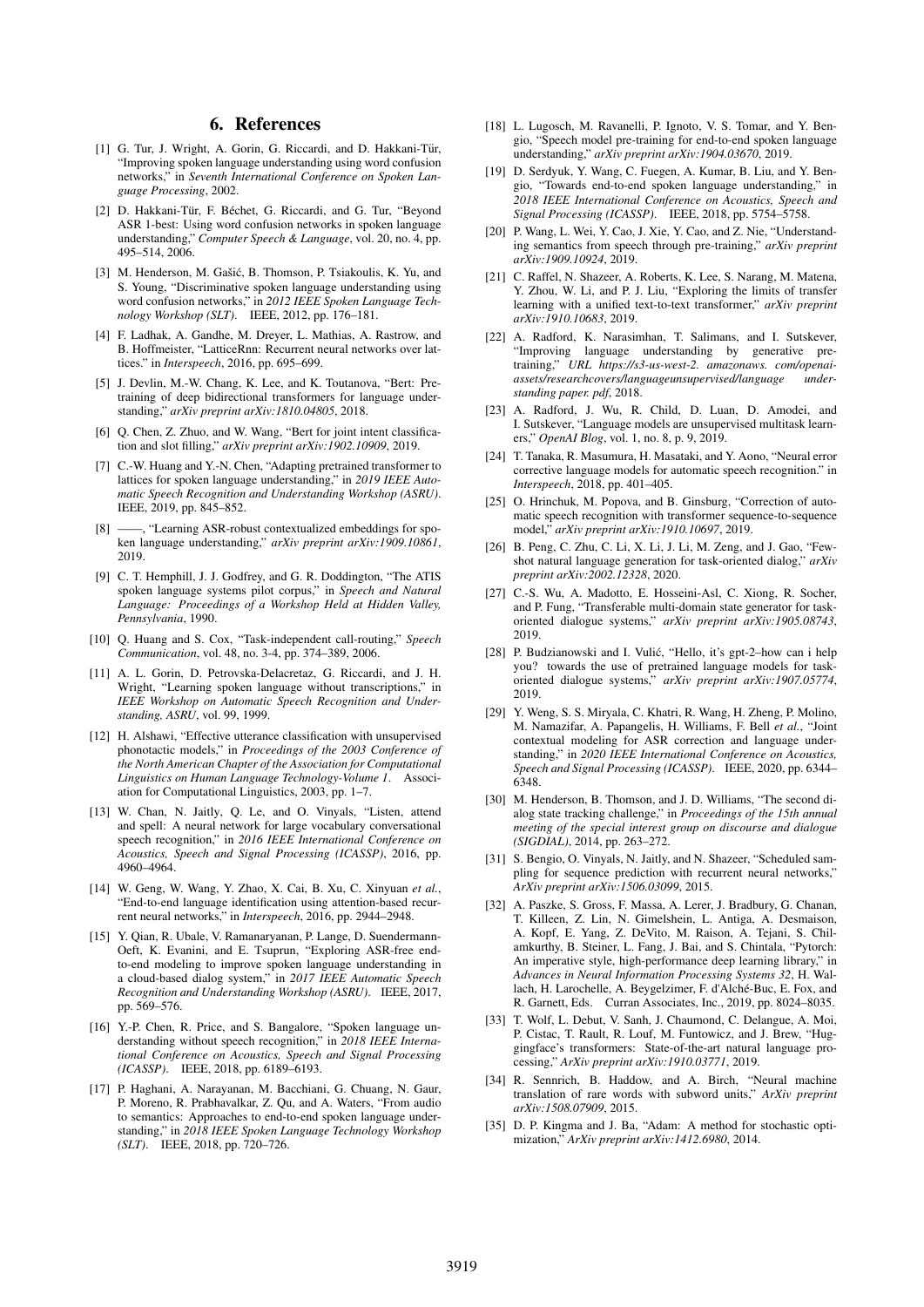## 6. References

[1] G. Tur, J. Wright, A. Gorin, G. Riccardi, and D. Hakkani-Tür, "Improving spoken language understanding using word confusion networks," in *Seventh International Conference on Spoken Language Processing*, 2002.

[2] D. Hakkani-Tür, F. Béchet, G. Riccardi, and G. Tur, "Beyond ASR 1-best: Using word confusion networks in spoken language understanding," *Computer Speech & Language*, vol. 20, no. 4, pp. 495–514, 2006.

[3] M. Henderson, M. Gašić, B. Thomson, P. Tsiakoulis, K. Yu, and S. Young, "Discriminative spoken language understanding using word confusion networks," in *2012 IEEE Spoken Language Technology Workshop (SLT)*. IEEE, 2012, pp. 176–181.

[4] F. Ladhak, A. Gandhe, M. Dreyer, L. Mathias, A. Rastrow, and B. Hoffmeister, "LatticeRnn: Recurrent neural networks over lattices." in *Interspeech*, 2016, pp. 695–699.

[5] J. Devlin, M.-W. Chang, K. Lee, and K. Toutanova, "Bert: Pre-training of deep bidirectional transformers for language understanding," *arXiv preprint arXiv:1810.04805*, 2018.

[6] Q. Chen, Z. Zhuo, and W. Wang, "Bert for joint intent classification and slot filling," *arXiv preprint arXiv:1902.10909*, 2019.

[7] C.-W. Huang and Y.-N. Chen, "Adapting pretrained transformer to lattices for spoken language understanding," in *2019 IEEE Automatic Speech Recognition and Understanding Workshop (ASRU)*. IEEE, 2019, pp. 845–852.

[8] ——, "Learning ASR-robust contextualized embeddings for spoken language understanding," *arXiv preprint arXiv:1909.10861*, 2019.

[9] C. T. Hemphill, J. J. Godfrey, and G. R. Doddington, "The ATIS spoken language systems pilot corpus," in *Speech and Natural Language: Proceedings of a Workshop Held at Hidden Valley, Pennsylvania*, 1990.

[10] Q. Huang and S. Cox, "Task-independent call-routing," *Speech Communication*, vol. 48, no. 3-4, pp. 374–389, 2006.

[11] A. L. Gorin, D. Petrovska-Delacretaz, G. Riccardi, and J. H. Wright, "Learning spoken language without transcriptions," in *IEEE Workshop on Automatic Speech Recognition and Understanding, ASRU*, vol. 99, 1999.

[12] H. Alshawi, "Effective utterance classification with unsupervised phonotactic models," in *Proceedings of the 2003 Conference of the North American Chapter of the Association for Computational Linguistics on Human Language Technology-Volume 1*. Association for Computational Linguistics, 2003, pp. 1–7.

[13] W. Chan, N. Jaitly, Q. Le, and O. Vinyals, "Listen, attend and spell: A neural network for large vocabulary conversational speech recognition," in *2016 IEEE International Conference on Acoustics, Speech and Signal Processing (ICASSP)*, 2016, pp. 4960–4964.

[14] W. Geng, W. Wang, Y. Zhao, X. Cai, B. Xu, C. Xinyuan *et al.*, "End-to-end language identification using attention-based recurrent neural networks," in *Interspeech*, 2016, pp. 2944–2948.

[15] Y. Qian, R. Ubale, V. Ramanaryanan, P. Lange, D. Suendermann-Oeft, K. Evanini, and E. Tsuprun, "Exploring ASR-free end-to-end modeling to improve spoken language understanding in a cloud-based dialog system," in *2017 IEEE Automatic Speech Recognition and Understanding Workshop (ASRU)*. IEEE, 2017, pp. 569–576.

[16] Y.-P. Chen, R. Price, and S. Bangalore, "Spoken language understanding without speech recognition," in *2018 IEEE International Conference on Acoustics, Speech and Signal Processing (ICASSP)*. IEEE, 2018, pp. 6189–6193.

[17] P. Haghani, A. Narayanan, M. Bacchiani, G. Chuang, N. Gaur, P. Moreno, R. Prabhavalkar, Z. Qu, and A. Waters, "From audio to semantics: Approaches to end-to-end spoken language understanding," in *2018 IEEE Spoken Language Technology Workshop (SLT)*. IEEE, 2018, pp. 720–726.

[18] L. Lugosch, M. Ravanelli, P. Ignoto, V. S. Tomar, and Y. Bengio, "Speech model pre-training for end-to-end spoken language understanding," *arXiv preprint arXiv:1904.03670*, 2019.

[19] D. Serdyuk, Y. Wang, C. Fuegen, A. Kumar, B. Liu, and Y. Bengio, "Towards end-to-end spoken language understanding," in *2018 IEEE International Conference on Acoustics, Speech and Signal Processing (ICASSP)*. IEEE, 2018, pp. 5754–5758.

[20] P. Wang, L. Wei, Y. Cao, J. Xie, Y. Cao, and Z. Nie, "Understanding semantics from speech through pre-training," *arXiv preprint arXiv:1909.10924*, 2019.

[21] C. Raffel, N. Shazeer, A. Roberts, K. Lee, S. Narang, M. Matena, Y. Zhou, W. Li, and P. J. Liu, "Exploring the limits of transfer learning with a unified text-to-text transformer," *arXiv preprint arXiv:1910.10683*, 2019.

[22] A. Radford, K. Narasimhan, T. Salimans, and I. Sutskever, "Improving language understanding by generative pre-training," *URL https://s3-us-west-2. amazonaws. com/openai-assets/researchcovers/languageunsupervised/language understanding paper. pdf*, 2018.

[23] A. Radford, J. Wu, R. Child, D. Luan, D. Amodei, and I. Sutskever, "Language models are unsupervised multitask learners," *OpenAI Blog*, vol. 1, no. 8, p. 9, 2019.

[24] T. Tanaka, R. Masumura, H. Masataki, and Y. Aono, "Neural error corrective language models for automatic speech recognition." in *Interspeech*, 2018, pp. 401–405.

[25] O. Hrinchuk, M. Popova, and B. Ginsburg, "Correction of automatic speech recognition with transformer sequence-to-sequence model," *arXiv preprint arXiv:1910.10697*, 2019.

[26] B. Peng, C. Zhu, C. Li, X. Li, J. Li, M. Zeng, and J. Gao, "Few-shot natural language generation for task-oriented dialog," *arXiv preprint arXiv:2002.12328*, 2020.

[27] C.-S. Wu, A. Madotto, E. Hosseini-Asl, C. Xiong, R. Socher, and P. Fung, "Transferable multi-domain state generator for task-oriented dialogue systems," *arXiv preprint arXiv:1905.08743*, 2019.

[28] P. Budzianowski and I. Vulić, "Hello, it's gpt-2–how can i help you? towards the use of pretrained language models for task-oriented dialogue systems," *arXiv preprint arXiv:1907.05774*, 2019.

[29] Y. Weng, S. S. Miryala, C. Khatri, R. Wang, H. Zheng, P. Molino, M. Namazifar, A. Papangelis, H. Williams, F. Bell *et al.*, "Joint contextual modeling for ASR correction and language understanding," in *2020 IEEE International Conference on Acoustics, Speech and Signal Processing (ICASSP)*. IEEE, 2020, pp. 6344–6348.

[30] M. Henderson, B. Thomson, and J. D. Williams, "The second dialog state tracking challenge," in *Proceedings of the 15th annual meeting of the special interest group on discourse and dialogue (SIGDIAL)*, 2014, pp. 263–272.

[31] S. Bengio, O. Vinyals, N. Jaitly, and N. Shazeer, "Scheduled sampling for sequence prediction with recurrent neural networks," *ArXiv preprint arXiv:1506.03099*, 2015.

[32] A. Paszke, S. Gross, F. Massa, A. Lerer, J. Bradbury, G. Chanan, T. Killeen, Z. Lin, N. Gimelshein, L. Antiga, A. Desmaison, A. Kopf, E. Yang, Z. DeVito, M. Raison, A. Tejani, S. Chilamkurthy, B. Steiner, L. Fang, J. Bai, and S. Chintala, "Pytorch: An imperative style, high-performance deep learning library," in *Advances in Neural Information Processing Systems 32*, H. Wallach, H. Larochelle, A. Beygelzimer, F. d'Alché-Buc, E. Fox, and R. Garnett, Eds. Curran Associates, Inc., 2019, pp. 8024–8035.

[33] T. Wolf, L. Debut, V. Sanh, J. Chaumond, C. Delangue, A. Moi, P. Cistac, T. Rault, R. Louf, M. Funtowicz, and J. Brew, "Huggingface's transformers: State-of-the-art natural language processing," *ArXiv preprint arXiv:1910.03771*, 2019.

[34] R. Sennrich, B. Haddow, and A. Birch, "Neural machine translation of rare words with subword units," *ArXiv preprint arXiv:1508.07909*, 2015.

[35] D. P. Kingma and J. Ba, "Adam: A method for stochastic optimization," *ArXiv preprint arXiv:1412.6980*, 2014.